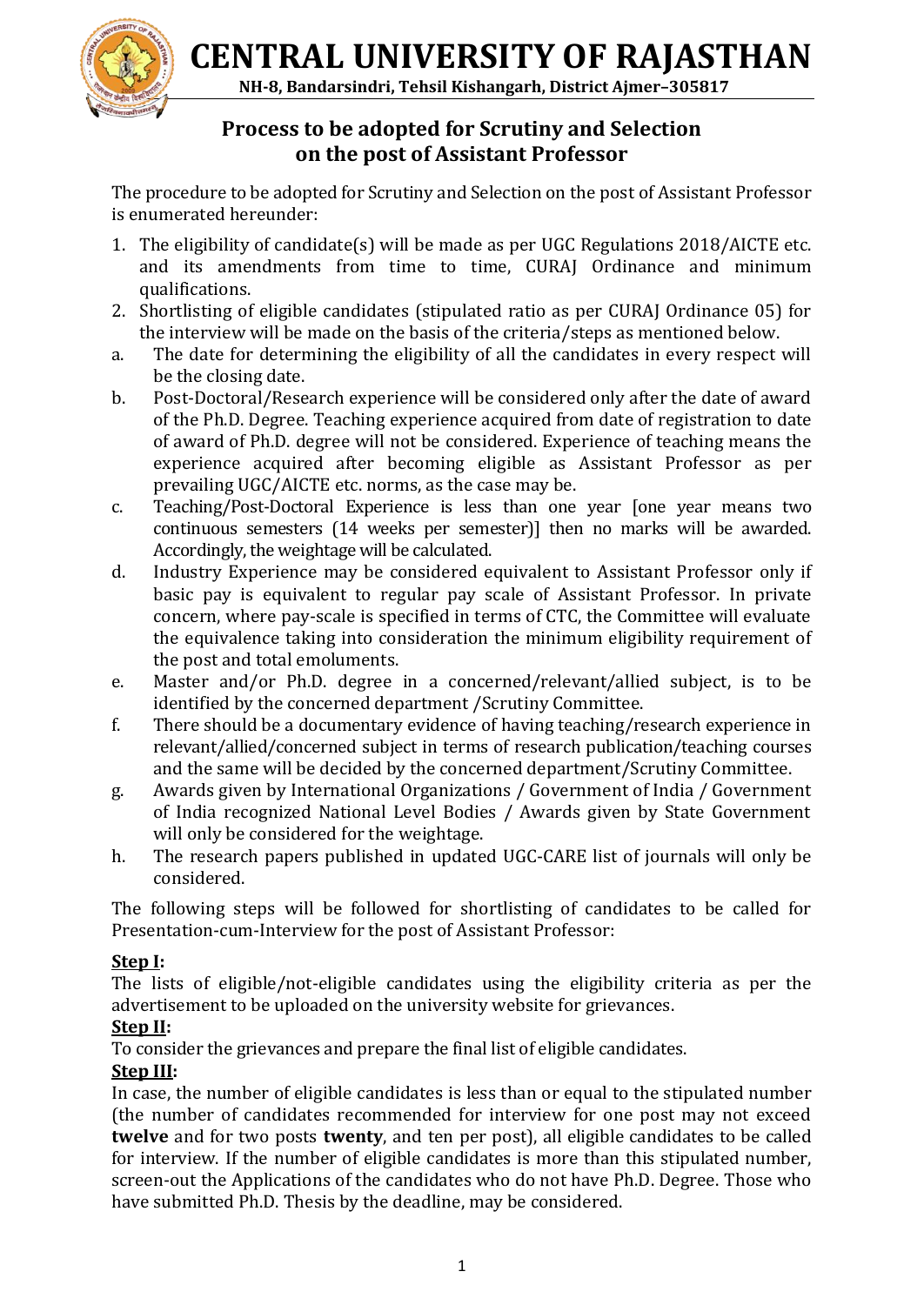# CENTRAL UNIVERSITY OF RAJASTHAN

**NH-8, Bandarsindri, Tehsil Kishangarh, District Ajmer–305817**

## Process to be adopted for Scrutiny and Selection on the post of Assistant Professor

The procedure to be adopted for Scrutiny and Selection on the post of Assistant Professor is enumerated hereunder:

1. The eligibility of candidate(s) will be made as per UGC Regulations 2018/AICTE etc. and its amendments from time to time, CURAJ Ordinance and minimum qualifications.
2. Shortlisting of eligible candidates (stipulated ratio as per CURAJ Ordinance 05) for the interview will be made on the basis of the criteria/steps as mentioned below.

a. The date for determining the eligibility of all the candidates in every respect will be the closing date.

b. Post-Doctoral/Research experience will be considered only after the date of award of the Ph.D. Degree. Teaching experience acquired from date of registration to date of award of Ph.D. degree will not be considered. Experience of teaching means the experience acquired after becoming eligible as Assistant Professor as per prevailing UGC/AICTE etc. norms, as the case may be.

c. Teaching/Post-Doctoral Experience is less than one year [one year means two continuous semesters (14 weeks per semester)] then no marks will be awarded. Accordingly, the weightage will be calculated.

d. Industry Experience may be considered equivalent to Assistant Professor only if basic pay is equivalent to regular pay scale of Assistant Professor. In private concern, where pay-scale is specified in terms of CTC, the Committee will evaluate the equivalence taking into consideration the minimum eligibility requirement of the post and total emoluments.

e. Master and/or Ph.D. degree in a concerned/relevant/allied subject, is to be identified by the concerned department /Scrutiny Committee.

f. There should be a documentary evidence of having teaching/research experience in relevant/allied/concerned subject in terms of research publication/teaching courses and the same will be decided by the concerned department/Scrutiny Committee.

g. Awards given by International Organizations / Government of India / Government of India recognized National Level Bodies / Awards given by State Government will only be considered for the weightage.

h. The research papers published in updated UGC-CARE list of journals will only be considered.

The following steps will be followed for shortlisting of candidates to be called for Presentation-cum-Interview for the post of Assistant Professor:

**Step I:**

The lists of eligible/not-eligible candidates using the eligibility criteria as per the advertisement to be uploaded on the university website for grievances.

**Step II:**

To consider the grievances and prepare the final list of eligible candidates.

**Step III:**

In case, the number of eligible candidates is less than or equal to the stipulated number (the number of candidates recommended for interview for one post may not exceed **twelve** and for two posts **twenty**, and ten per post), all eligible candidates to be called for interview. If the number of eligible candidates is more than this stipulated number, screen-out the Applications of the candidates who do not have Ph.D. Degree. Those who have submitted Ph.D. Thesis by the deadline, may be considered.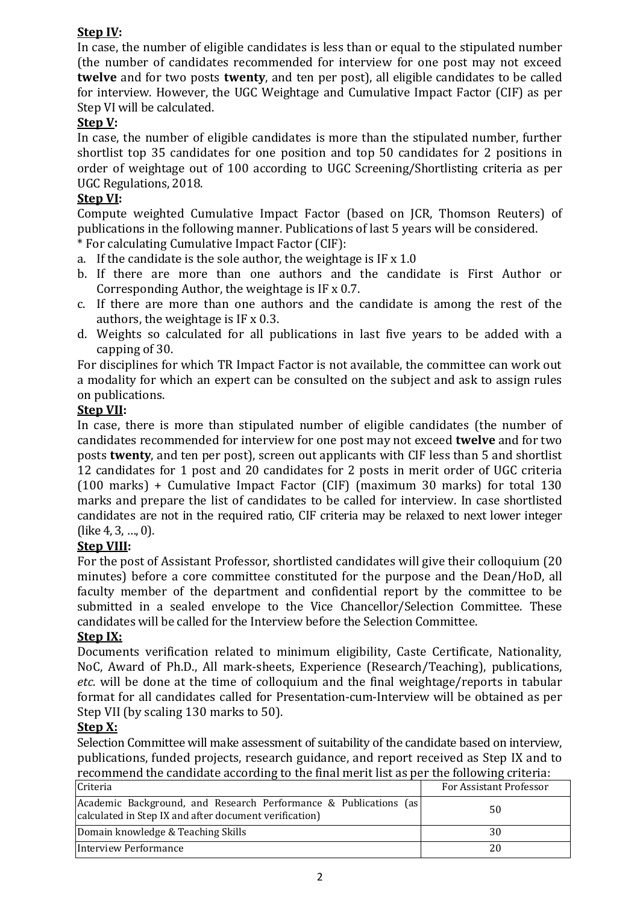**Step IV:**

In case, the number of eligible candidates is less than or equal to the stipulated number (the number of candidates recommended for interview for one post may not exceed **twelve** and for two posts **twenty**, and ten per post), all eligible candidates to be called for interview. However, the UGC Weightage and Cumulative Impact Factor (CIF) as per Step VI will be calculated.

**Step V:**

In case, the number of eligible candidates is more than the stipulated number, further shortlist top 35 candidates for one position and top 50 candidates for 2 positions in order of weightage out of 100 according to UGC Screening/Shortlisting criteria as per UGC Regulations, 2018.

**Step VI:**

Compute weighted Cumulative Impact Factor (based on JCR, Thomson Reuters) of publications in the following manner. Publications of last 5 years will be considered.

* For calculating Cumulative Impact Factor (CIF):

a. If the candidate is the sole author, the weightage is IF x 1.0
b. If there are more than one authors and the candidate is First Author or Corresponding Author, the weightage is IF x 0.7.
c. If there are more than one authors and the candidate is among the rest of the authors, the weightage is IF x 0.3.
d. Weights so calculated for all publications in last five years to be added with a capping of 30.

For disciplines for which TR Impact Factor is not available, the committee can work out a modality for which an expert can be consulted on the subject and ask to assign rules on publications.

**Step VII:**

In case, there is more than stipulated number of eligible candidates (the number of candidates recommended for interview for one post may not exceed **twelve** and for two posts **twenty**, and ten per post), screen out applicants with CIF less than 5 and shortlist 12 candidates for 1 post and 20 candidates for 2 posts in merit order of UGC criteria (100 marks) + Cumulative Impact Factor (CIF) (maximum 30 marks) for total 130 marks and prepare the list of candidates to be called for interview. In case shortlisted candidates are not in the required ratio, CIF criteria may be relaxed to next lower integer (like 4, 3, ..., 0).

**Step VIII:**

For the post of Assistant Professor, shortlisted candidates will give their colloquium (20 minutes) before a core committee constituted for the purpose and the Dean/HoD, all faculty member of the department and confidential report by the committee to be submitted in a sealed envelope to the Vice Chancellor/Selection Committee. These candidates will be called for the Interview before the Selection Committee.

**Step IX:**

Documents verification related to minimum eligibility, Caste Certificate, Nationality, NoC, Award of Ph.D., All mark-sheets, Experience (Research/Teaching), publications, *etc.* will be done at the time of colloquium and the final weightage/reports in tabular format for all candidates called for Presentation-cum-Interview will be obtained as per Step VII (by scaling 130 marks to 50).

**Step X:**

Selection Committee will make assessment of suitability of the candidate based on interview, publications, funded projects, research guidance, and report received as Step IX and to recommend the candidate according to the final merit list as per the following criteria:

| Criteria | For Assistant Professor |
|---|---|
| Academic Background, and Research Performance & Publications (as calculated in Step IX and after document verification) | 50 |
| Domain knowledge & Teaching Skills | 30 |
| Interview Performance | 20 |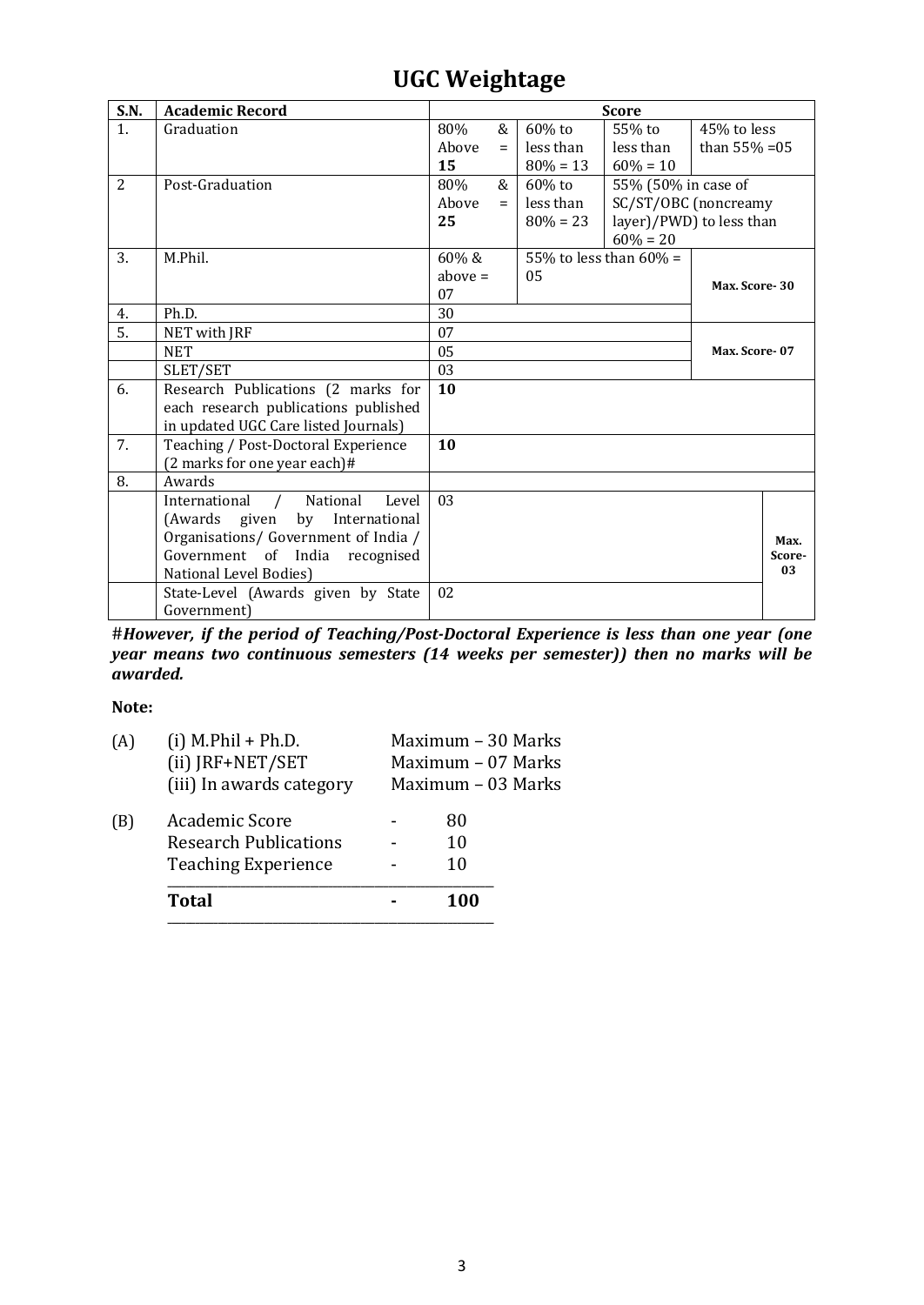# UGC Weightage

| S.N. | Academic Record | Score | | | | |
|---|---|---|---|---|---|---|
| 1. | Graduation | 80% & Above = **15** | 60% to less than 80% = 13 | 55% to less than 60% = 10 | 45% to less than 55% =05 | |
| 2 | Post-Graduation | 80% & Above = **25** | 60% to less than 80% = 23 | 55% (50% in case of SC/ST/OBC (noncreamy layer)/PWD) to less than 60% = 20 | | |
| 3. | M.Phil. | 60% & above = 07 | 55% to less than 60% = 05 | | **Max. Score- 30** | |
| 4. | Ph.D. | 30 | | | | |
| 5. | NET with JRF | 07 | | | **Max. Score- 07** | |
| | NET | 05 | | | | |
| | SLET/SET | 03 | | | | |
| 6. | Research Publications (2 marks for each research publications published in updated UGC Care listed Journals) | **10** | | | | |
| 7. | Teaching / Post-Doctoral Experience (2 marks for one year each)# | **10** | | | | |
| 8. | Awards | | | | | |
| | International / National Level (Awards given by International Organisations/ Government of India / Government of India recognised National Level Bodies) | 03 | | | | **Max. Score- 03** |
| | State-Level (Awards given by State Government) | 02 | | | | |

#***However, if the period of Teaching/Post-Doctoral Experience is less than one year (one year means two continuous semesters (14 weeks per semester)) then no marks will be awarded.***

**Note:**

(A)
- (i) M.Phil + Ph.D. — Maximum – 30 Marks
- (ii) JRF+NET/SET — Maximum – 07 Marks
- (iii) In awards category — Maximum – 03 Marks

(B)

| | | |
|---|---|---|
| Academic Score | - | 80 |
| Research Publications | - | 10 |
| Teaching Experience | - | 10 |
| **Total** | **-** | **100** |